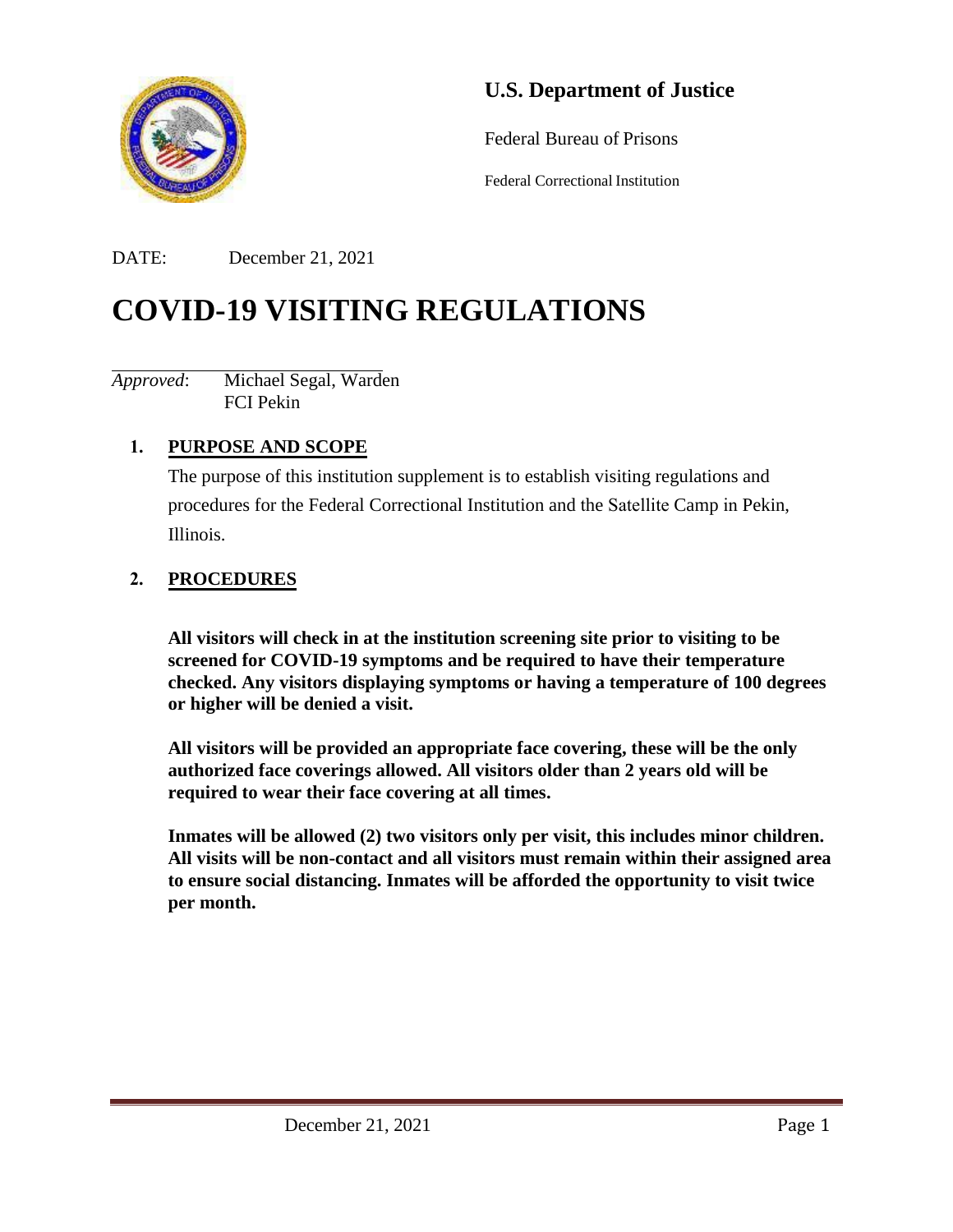**U.S. Department of Justice**

Federal Bureau of Prisons

Federal Correctional Institution

DATE: December 21, 2021

# COVID-19 VISITING REGULATIONS

*Approved*: Michael Segal, Warden
FCI Pekin

## 1. PURPOSE AND SCOPE

The purpose of this institution supplement is to establish visiting regulations and procedures for the Federal Correctional Institution and the Satellite Camp in Pekin, Illinois.

## 2. PROCEDURES

**All visitors will check in at the institution screening site prior to visiting to be screened for COVID-19 symptoms and be required to have their temperature checked. Any visitors displaying symptoms or having a temperature of 100 degrees or higher will be denied a visit.**

**All visitors will be provided an appropriate face covering, these will be the only authorized face coverings allowed. All visitors older than 2 years old will be required to wear their face covering at all times.**

**Inmates will be allowed (2) two visitors only per visit, this includes minor children. All visits will be non-contact and all visitors must remain within their assigned area to ensure social distancing. Inmates will be afforded the opportunity to visit twice per month.**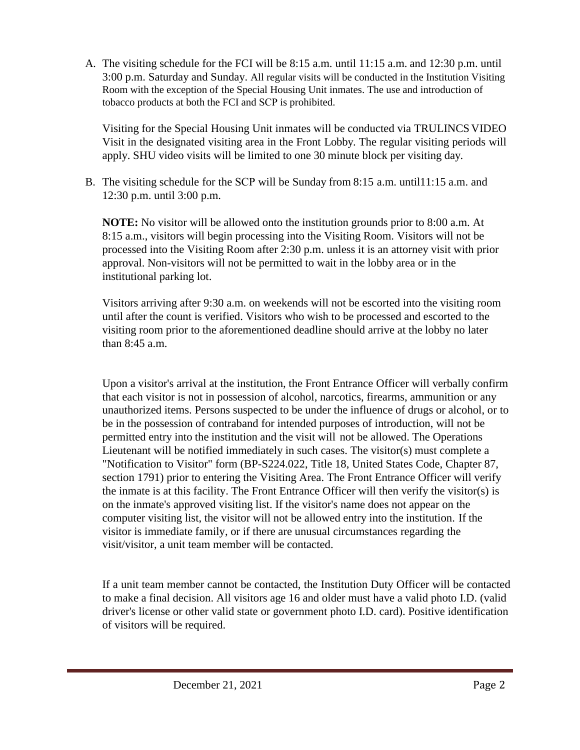A. The visiting schedule for the FCI will be 8:15 a.m. until 11:15 a.m. and 12:30 p.m. until 3:00 p.m. Saturday and Sunday. All regular visits will be conducted in the Institution Visiting Room with the exception of the Special Housing Unit inmates. The use and introduction of tobacco products at both the FCI and SCP is prohibited.

   Visiting for the Special Housing Unit inmates will be conducted via TRULINCS VIDEO Visit in the designated visiting area in the Front Lobby. The regular visiting periods will apply. SHU video visits will be limited to one 30 minute block per visiting day.

B. The visiting schedule for the SCP will be Sunday from 8:15 a.m. until11:15 a.m. and 12:30 p.m. until 3:00 p.m.

   **NOTE:** No visitor will be allowed onto the institution grounds prior to 8:00 a.m. At 8:15 a.m., visitors will begin processing into the Visiting Room. Visitors will not be processed into the Visiting Room after 2:30 p.m. unless it is an attorney visit with prior approval. Non-visitors will not be permitted to wait in the lobby area or in the institutional parking lot.

   Visitors arriving after 9:30 a.m. on weekends will not be escorted into the visiting room until after the count is verified. Visitors who wish to be processed and escorted to the visiting room prior to the aforementioned deadline should arrive at the lobby no later than 8:45 a.m.

   Upon a visitor's arrival at the institution, the Front Entrance Officer will verbally confirm that each visitor is not in possession of alcohol, narcotics, firearms, ammunition or any unauthorized items. Persons suspected to be under the influence of drugs or alcohol, or to be in the possession of contraband for intended purposes of introduction, will not be permitted entry into the institution and the visit will not be allowed. The Operations Lieutenant will be notified immediately in such cases. The visitor(s) must complete a "Notification to Visitor" form (BP-S224.022, Title 18, United States Code, Chapter 87, section 1791) prior to entering the Visiting Area. The Front Entrance Officer will verify the inmate is at this facility. The Front Entrance Officer will then verify the visitor(s) is on the inmate's approved visiting list. If the visitor's name does not appear on the computer visiting list, the visitor will not be allowed entry into the institution. If the visitor is immediate family, or if there are unusual circumstances regarding the visit/visitor, a unit team member will be contacted.

   If a unit team member cannot be contacted, the Institution Duty Officer will be contacted to make a final decision. All visitors age 16 and older must have a valid photo I.D. (valid driver's license or other valid state or government photo I.D. card). Positive identification of visitors will be required.

December 21, 2021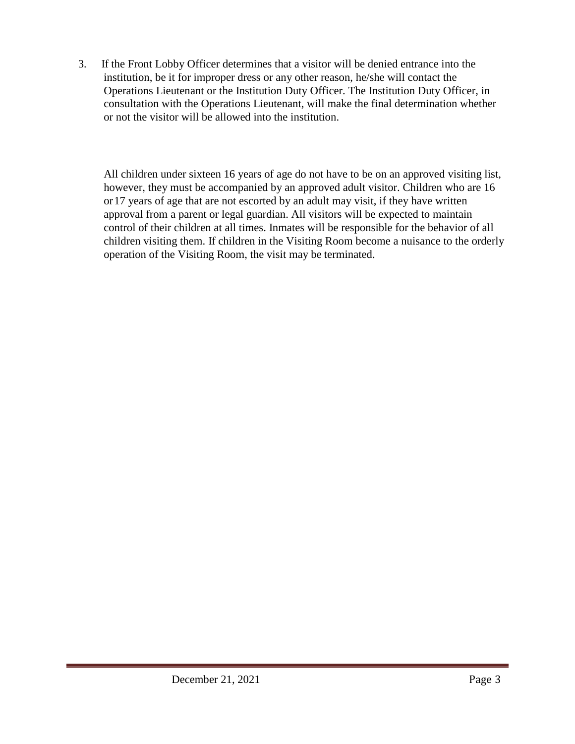3. If the Front Lobby Officer determines that a visitor will be denied entrance into the institution, be it for improper dress or any other reason, he/she will contact the Operations Lieutenant or the Institution Duty Officer. The Institution Duty Officer, in consultation with the Operations Lieutenant, will make the final determination whether or not the visitor will be allowed into the institution.

All children under sixteen 16 years of age do not have to be on an approved visiting list, however, they must be accompanied by an approved adult visitor. Children who are 16 or 17 years of age that are not escorted by an adult may visit, if they have written approval from a parent or legal guardian. All visitors will be expected to maintain control of their children at all times. Inmates will be responsible for the behavior of all children visiting them. If children in the Visiting Room become a nuisance to the orderly operation of the Visiting Room, the visit may be terminated.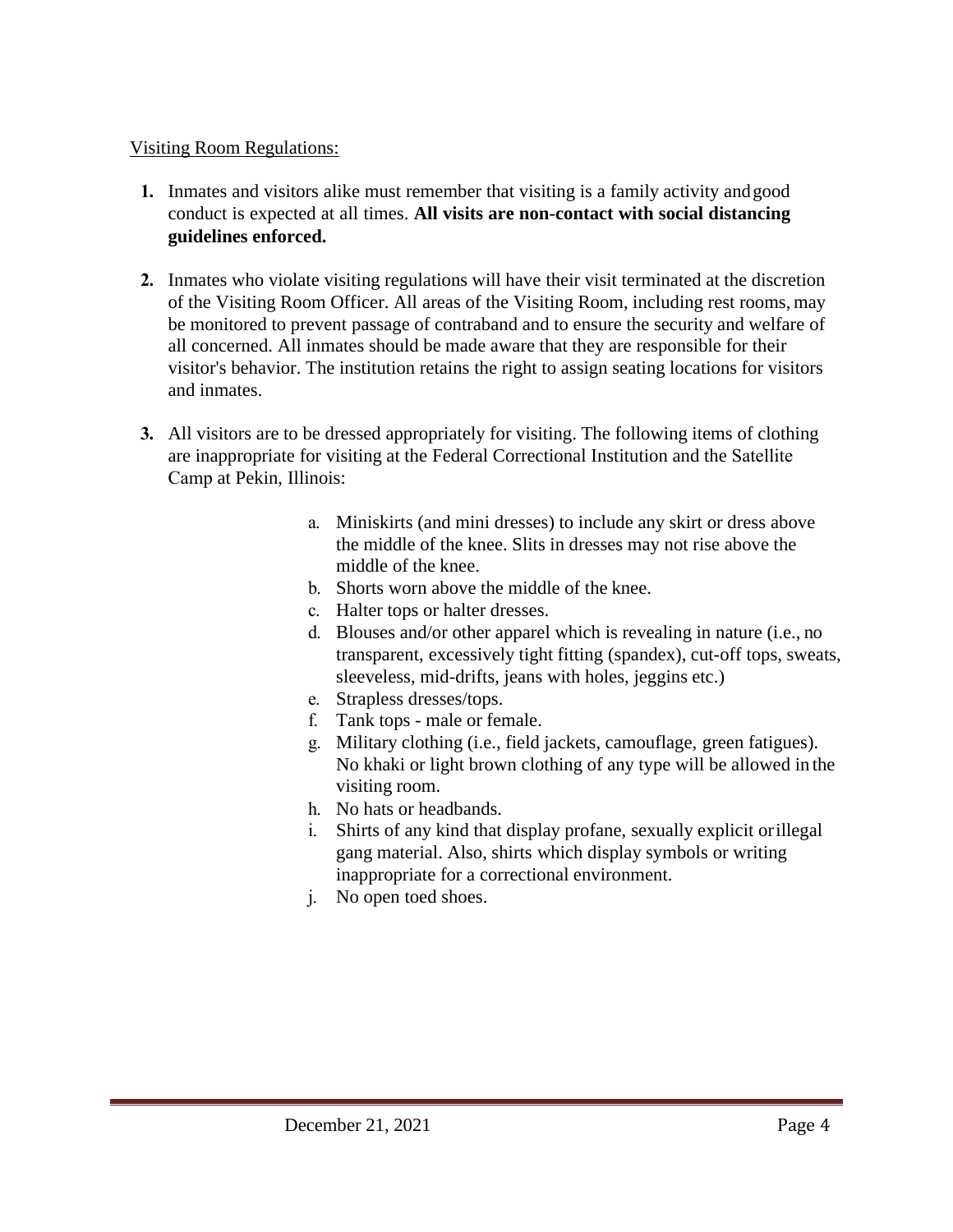<u>Visiting Room Regulations:</u>

1. Inmates and visitors alike must remember that visiting is a family activity and good conduct is expected at all times. **All visits are non-contact with social distancing guidelines enforced.**

2. Inmates who violate visiting regulations will have their visit terminated at the discretion of the Visiting Room Officer. All areas of the Visiting Room, including rest rooms, may be monitored to prevent passage of contraband and to ensure the security and welfare of all concerned. All inmates should be made aware that they are responsible for their visitor's behavior. The institution retains the right to assign seating locations for visitors and inmates.

3. All visitors are to be dressed appropriately for visiting. The following items of clothing are inappropriate for visiting at the Federal Correctional Institution and the Satellite Camp at Pekin, Illinois:

    a. Miniskirts (and mini dresses) to include any skirt or dress above the middle of the knee. Slits in dresses may not rise above the middle of the knee.
    b. Shorts worn above the middle of the knee.
    c. Halter tops or halter dresses.
    d. Blouses and/or other apparel which is revealing in nature (i.e., no transparent, excessively tight fitting (spandex), cut-off tops, sweats, sleeveless, mid-drifts, jeans with holes, jeggins etc.)
    e. Strapless dresses/tops.
    f. Tank tops - male or female.
    g. Military clothing (i.e., field jackets, camouflage, green fatigues). No khaki or light brown clothing of any type will be allowed in the visiting room.
    h. No hats or headbands.
    i. Shirts of any kind that display profane, sexually explicit or illegal gang material. Also, shirts which display symbols or writing inappropriate for a correctional environment.
    j. No open toed shoes.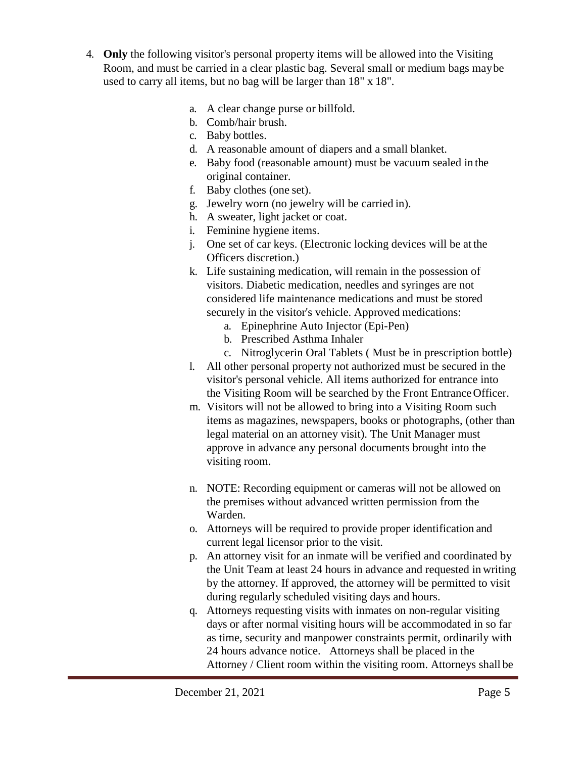4. **Only** the following visitor's personal property items will be allowed into the Visiting Room, and must be carried in a clear plastic bag. Several small or medium bags may be used to carry all items, but no bag will be larger than 18" x 18".

    a. A clear change purse or billfold.
    b. Comb/hair brush.
    c. Baby bottles.
    d. A reasonable amount of diapers and a small blanket.
    e. Baby food (reasonable amount) must be vacuum sealed in the original container.
    f. Baby clothes (one set).
    g. Jewelry worn (no jewelry will be carried in).
    h. A sweater, light jacket or coat.
    i. Feminine hygiene items.
    j. One set of car keys. (Electronic locking devices will be at the Officers discretion.)
    k. Life sustaining medication, will remain in the possession of visitors. Diabetic medication, needles and syringes are not considered life maintenance medications and must be stored securely in the visitor's vehicle. Approved medications:
        a. Epinephrine Auto Injector (Epi-Pen)
        b. Prescribed Asthma Inhaler
        c. Nitroglycerin Oral Tablets ( Must be in prescription bottle)
    l. All other personal property not authorized must be secured in the visitor's personal vehicle. All items authorized for entrance into the Visiting Room will be searched by the Front Entrance Officer.
    m. Visitors will not be allowed to bring into a Visiting Room such items as magazines, newspapers, books or photographs, (other than legal material on an attorney visit). The Unit Manager must approve in advance any personal documents brought into the visiting room.

    n. NOTE: Recording equipment or cameras will not be allowed on the premises without advanced written permission from the Warden.
    o. Attorneys will be required to provide proper identification and current legal licensor prior to the visit.
    p. An attorney visit for an inmate will be verified and coordinated by the Unit Team at least 24 hours in advance and requested in writing by the attorney. If approved, the attorney will be permitted to visit during regularly scheduled visiting days and hours.
    q. Attorneys requesting visits with inmates on non-regular visiting days or after normal visiting hours will be accommodated in so far as time, security and manpower constraints permit, ordinarily with 24 hours advance notice. Attorneys shall be placed in the Attorney / Client room within the visiting room. Attorneys shall be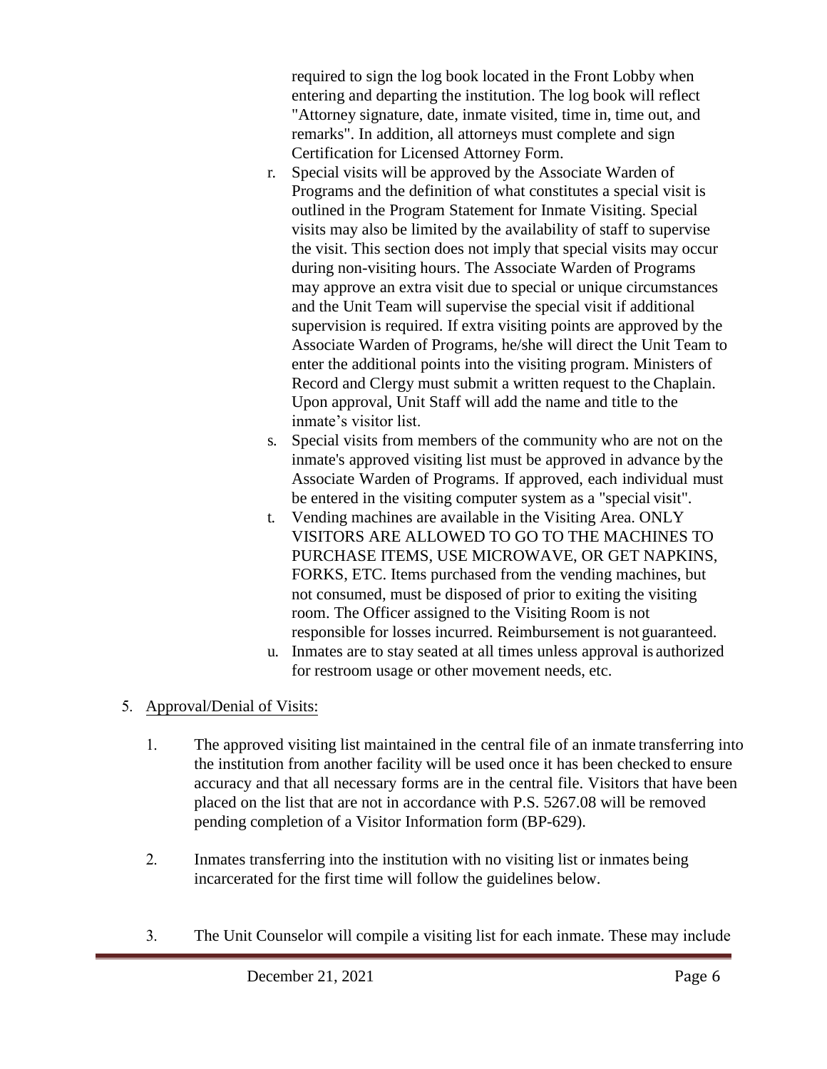required to sign the log book located in the Front Lobby when entering and departing the institution. The log book will reflect "Attorney signature, date, inmate visited, time in, time out, and remarks". In addition, all attorneys must complete and sign Certification for Licensed Attorney Form.

r. Special visits will be approved by the Associate Warden of Programs and the definition of what constitutes a special visit is outlined in the Program Statement for Inmate Visiting. Special visits may also be limited by the availability of staff to supervise the visit. This section does not imply that special visits may occur during non-visiting hours. The Associate Warden of Programs may approve an extra visit due to special or unique circumstances and the Unit Team will supervise the special visit if additional supervision is required. If extra visiting points are approved by the Associate Warden of Programs, he/she will direct the Unit Team to enter the additional points into the visiting program. Ministers of Record and Clergy must submit a written request to the Chaplain. Upon approval, Unit Staff will add the name and title to the inmate's visitor list.
s. Special visits from members of the community who are not on the inmate's approved visiting list must be approved in advance by the Associate Warden of Programs. If approved, each individual must be entered in the visiting computer system as a "special visit".
t. Vending machines are available in the Visiting Area. ONLY VISITORS ARE ALLOWED TO GO TO THE MACHINES TO PURCHASE ITEMS, USE MICROWAVE, OR GET NAPKINS, FORKS, ETC. Items purchased from the vending machines, but not consumed, must be disposed of prior to exiting the visiting room. The Officer assigned to the Visiting Room is not responsible for losses incurred. Reimbursement is not guaranteed.
u. Inmates are to stay seated at all times unless approval is authorized for restroom usage or other movement needs, etc.

5. Approval/Denial of Visits:

1. The approved visiting list maintained in the central file of an inmate transferring into the institution from another facility will be used once it has been checked to ensure accuracy and that all necessary forms are in the central file. Visitors that have been placed on the list that are not in accordance with P.S. 5267.08 will be removed pending completion of a Visitor Information form (BP-629).

2. Inmates transferring into the institution with no visiting list or inmates being incarcerated for the first time will follow the guidelines below.

3. The Unit Counselor will compile a visiting list for each inmate. These may include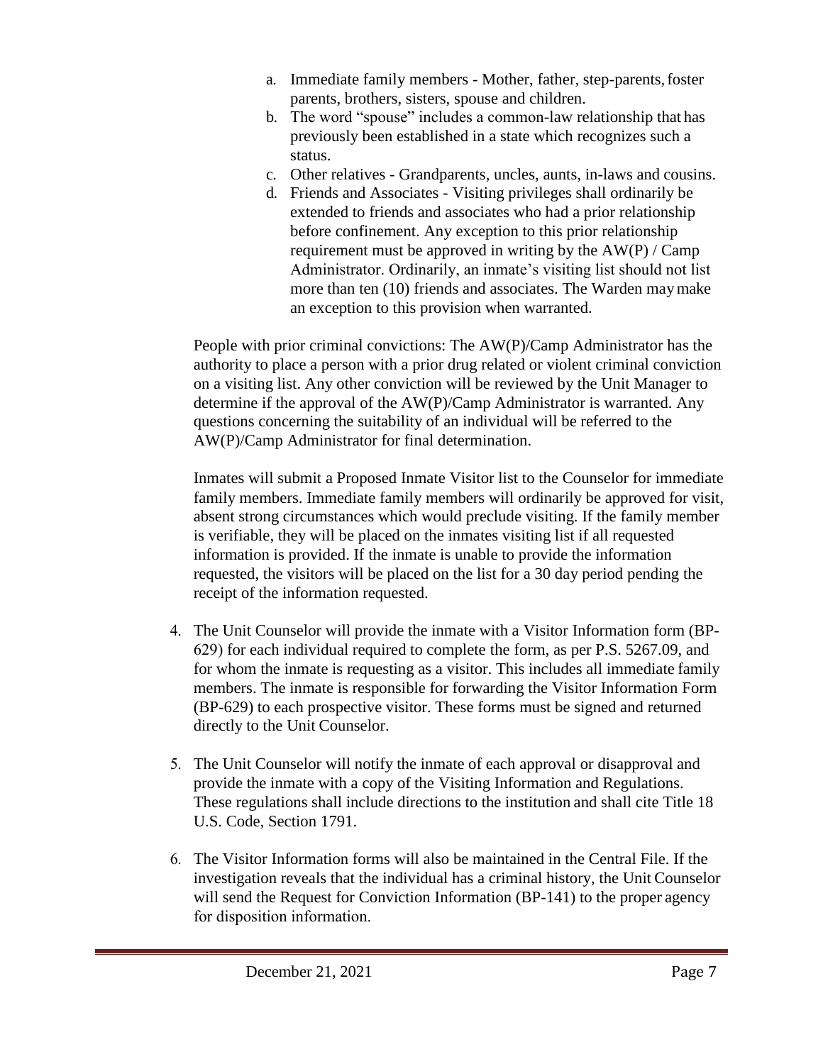a. Immediate family members - Mother, father, step-parents, foster parents, brothers, sisters, spouse and children.
b. The word “spouse” includes a common-law relationship that has previously been established in a state which recognizes such a status.
c. Other relatives - Grandparents, uncles, aunts, in-laws and cousins.
d. Friends and Associates - Visiting privileges shall ordinarily be extended to friends and associates who had a prior relationship before confinement. Any exception to this prior relationship requirement must be approved in writing by the AW(P) / Camp Administrator. Ordinarily, an inmate’s visiting list should not list more than ten (10) friends and associates. The Warden may make an exception to this provision when warranted.

People with prior criminal convictions: The AW(P)/Camp Administrator has the authority to place a person with a prior drug related or violent criminal conviction on a visiting list. Any other conviction will be reviewed by the Unit Manager to determine if the approval of the AW(P)/Camp Administrator is warranted. Any questions concerning the suitability of an individual will be referred to the AW(P)/Camp Administrator for final determination.

Inmates will submit a Proposed Inmate Visitor list to the Counselor for immediate family members. Immediate family members will ordinarily be approved for visit, absent strong circumstances which would preclude visiting. If the family member is verifiable, they will be placed on the inmates visiting list if all requested information is provided. If the inmate is unable to provide the information requested, the visitors will be placed on the list for a 30 day period pending the receipt of the information requested.

4. The Unit Counselor will provide the inmate with a Visitor Information form (BP-629) for each individual required to complete the form, as per P.S. 5267.09, and for whom the inmate is requesting as a visitor. This includes all immediate family members. The inmate is responsible for forwarding the Visitor Information Form (BP-629) to each prospective visitor. These forms must be signed and returned directly to the Unit Counselor.

5. The Unit Counselor will notify the inmate of each approval or disapproval and provide the inmate with a copy of the Visiting Information and Regulations. These regulations shall include directions to the institution and shall cite Title 18 U.S. Code, Section 1791.

6. The Visitor Information forms will also be maintained in the Central File. If the investigation reveals that the individual has a criminal history, the Unit Counselor will send the Request for Conviction Information (BP-141) to the proper agency for disposition information.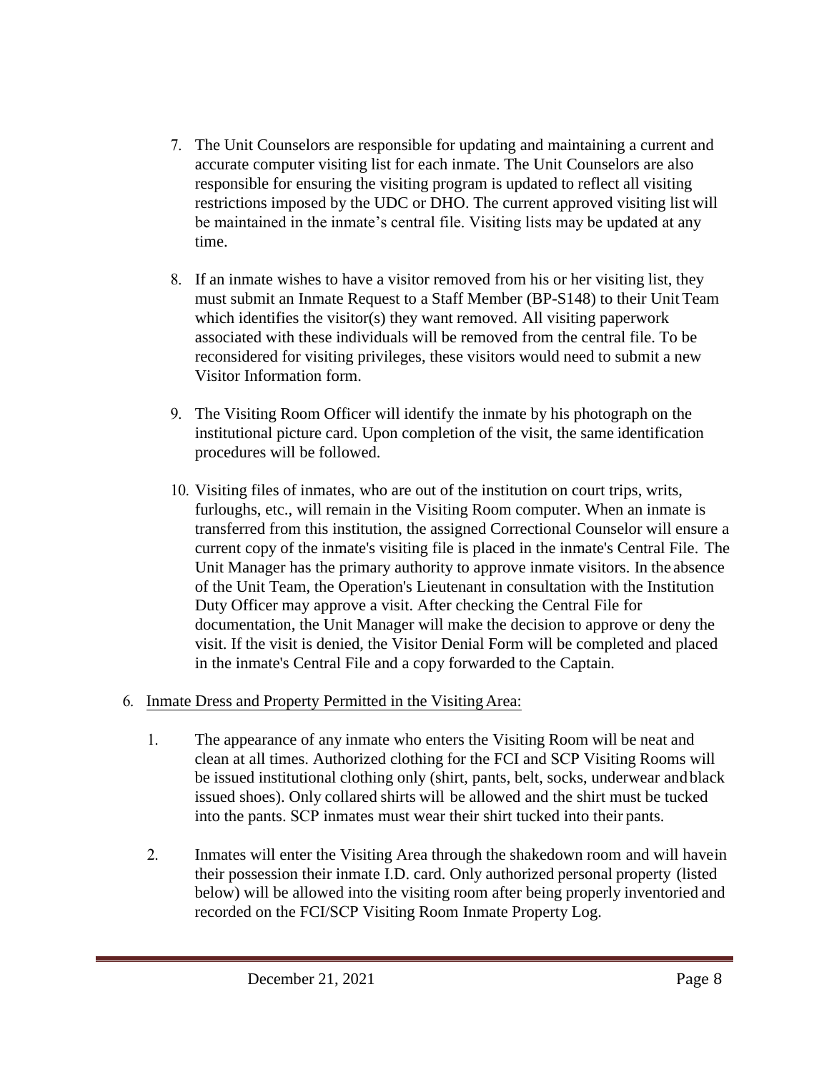7. The Unit Counselors are responsible for updating and maintaining a current and accurate computer visiting list for each inmate. The Unit Counselors are also responsible for ensuring the visiting program is updated to reflect all visiting restrictions imposed by the UDC or DHO. The current approved visiting list will be maintained in the inmate's central file. Visiting lists may be updated at any time.

8. If an inmate wishes to have a visitor removed from his or her visiting list, they must submit an Inmate Request to a Staff Member (BP-S148) to their Unit Team which identifies the visitor(s) they want removed. All visiting paperwork associated with these individuals will be removed from the central file. To be reconsidered for visiting privileges, these visitors would need to submit a new Visitor Information form.

9. The Visiting Room Officer will identify the inmate by his photograph on the institutional picture card. Upon completion of the visit, the same identification procedures will be followed.

10. Visiting files of inmates, who are out of the institution on court trips, writs, furloughs, etc., will remain in the Visiting Room computer. When an inmate is transferred from this institution, the assigned Correctional Counselor will ensure a current copy of the inmate's visiting file is placed in the inmate's Central File. The Unit Manager has the primary authority to approve inmate visitors. In the absence of the Unit Team, the Operation's Lieutenant in consultation with the Institution Duty Officer may approve a visit. After checking the Central File for documentation, the Unit Manager will make the decision to approve or deny the visit. If the visit is denied, the Visitor Denial Form will be completed and placed in the inmate's Central File and a copy forwarded to the Captain.

6. <u>Inmate Dress and Property Permitted in the Visiting Area:</u>

   1. The appearance of any inmate who enters the Visiting Room will be neat and clean at all times. Authorized clothing for the FCI and SCP Visiting Rooms will be issued institutional clothing only (shirt, pants, belt, socks, underwear and black issued shoes). Only collared shirts will be allowed and the shirt must be tucked into the pants. SCP inmates must wear their shirt tucked into their pants.

   2. Inmates will enter the Visiting Area through the shakedown room and will have in their possession their inmate I.D. card. Only authorized personal property (listed below) will be allowed into the visiting room after being properly inventoried and recorded on the FCI/SCP Visiting Room Inmate Property Log.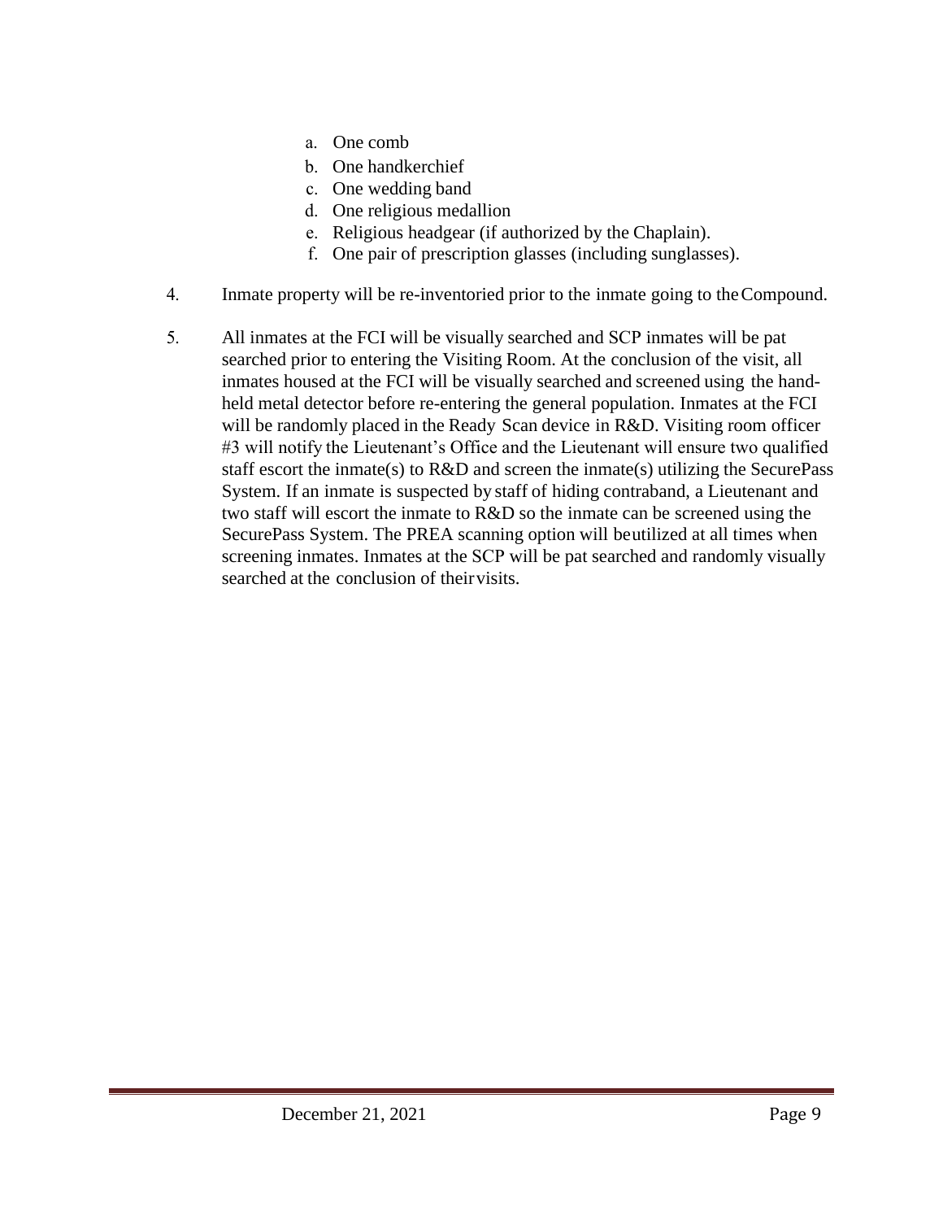a. One comb
b. One handkerchief
c. One wedding band
d. One religious medallion
e. Religious headgear (if authorized by the Chaplain).
f. One pair of prescription glasses (including sunglasses).

4. Inmate property will be re-inventoried prior to the inmate going to the Compound.

5. All inmates at the FCI will be visually searched and SCP inmates will be pat searched prior to entering the Visiting Room. At the conclusion of the visit, all inmates housed at the FCI will be visually searched and screened using the hand-held metal detector before re-entering the general population. Inmates at the FCI will be randomly placed in the Ready Scan device in R&D. Visiting room officer #3 will notify the Lieutenant's Office and the Lieutenant will ensure two qualified staff escort the inmate(s) to R&D and screen the inmate(s) utilizing the SecurePass System. If an inmate is suspected by staff of hiding contraband, a Lieutenant and two staff will escort the inmate to R&D so the inmate can be screened using the SecurePass System. The PREA scanning option will be utilized at all times when screening inmates. Inmates at the SCP will be pat searched and randomly visually searched at the conclusion of their visits.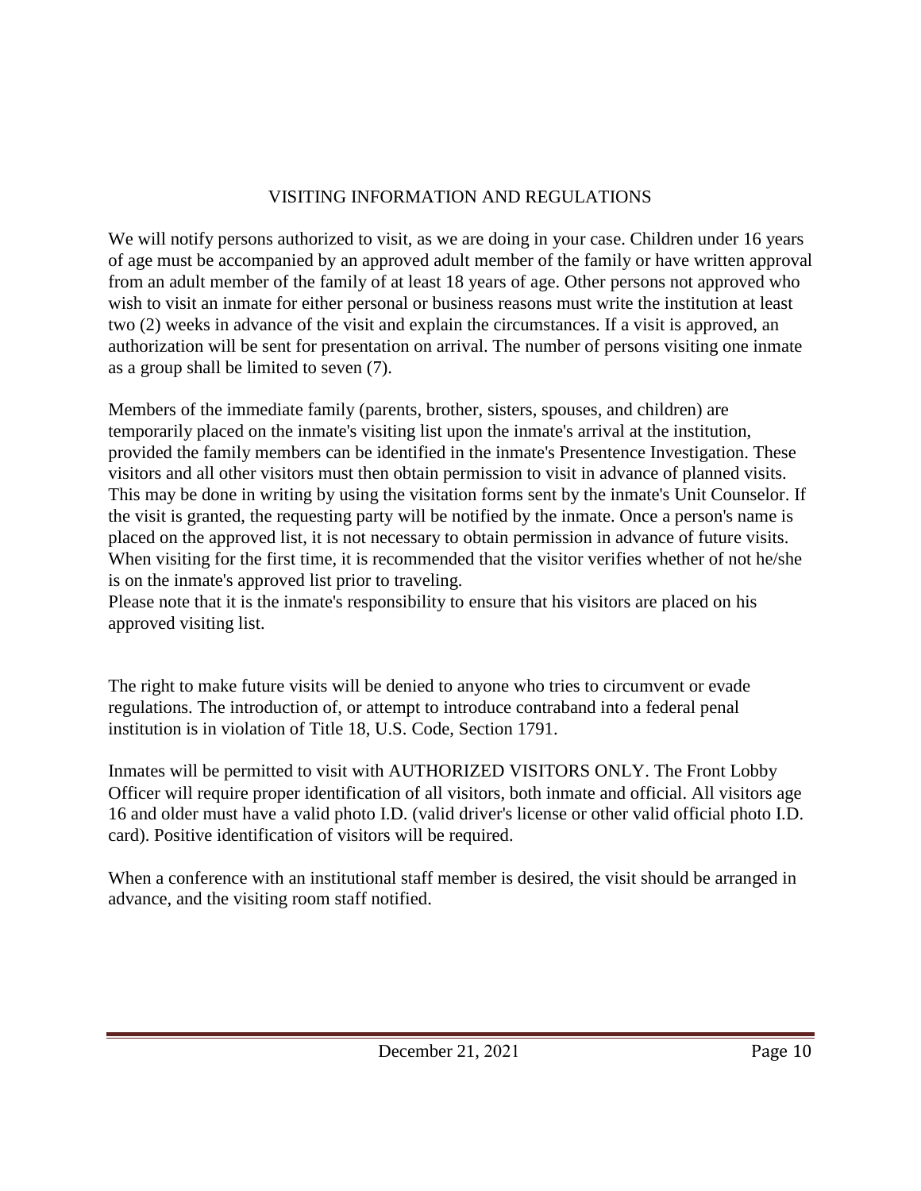## VISITING INFORMATION AND REGULATIONS

We will notify persons authorized to visit, as we are doing in your case. Children under 16 years of age must be accompanied by an approved adult member of the family or have written approval from an adult member of the family of at least 18 years of age. Other persons not approved who wish to visit an inmate for either personal or business reasons must write the institution at least two (2) weeks in advance of the visit and explain the circumstances. If a visit is approved, an authorization will be sent for presentation on arrival. The number of persons visiting one inmate as a group shall be limited to seven (7).

Members of the immediate family (parents, brother, sisters, spouses, and children) are temporarily placed on the inmate's visiting list upon the inmate's arrival at the institution, provided the family members can be identified in the inmate's Presentence Investigation. These visitors and all other visitors must then obtain permission to visit in advance of planned visits. This may be done in writing by using the visitation forms sent by the inmate's Unit Counselor. If the visit is granted, the requesting party will be notified by the inmate. Once a person's name is placed on the approved list, it is not necessary to obtain permission in advance of future visits. When visiting for the first time, it is recommended that the visitor verifies whether of not he/she is on the inmate's approved list prior to traveling.
Please note that it is the inmate's responsibility to ensure that his visitors are placed on his approved visiting list.

The right to make future visits will be denied to anyone who tries to circumvent or evade regulations. The introduction of, or attempt to introduce contraband into a federal penal institution is in violation of Title 18, U.S. Code, Section 1791.

Inmates will be permitted to visit with AUTHORIZED VISITORS ONLY. The Front Lobby Officer will require proper identification of all visitors, both inmate and official. All visitors age 16 and older must have a valid photo I.D. (valid driver's license or other valid official photo I.D. card). Positive identification of visitors will be required.

When a conference with an institutional staff member is desired, the visit should be arranged in advance, and the visiting room staff notified.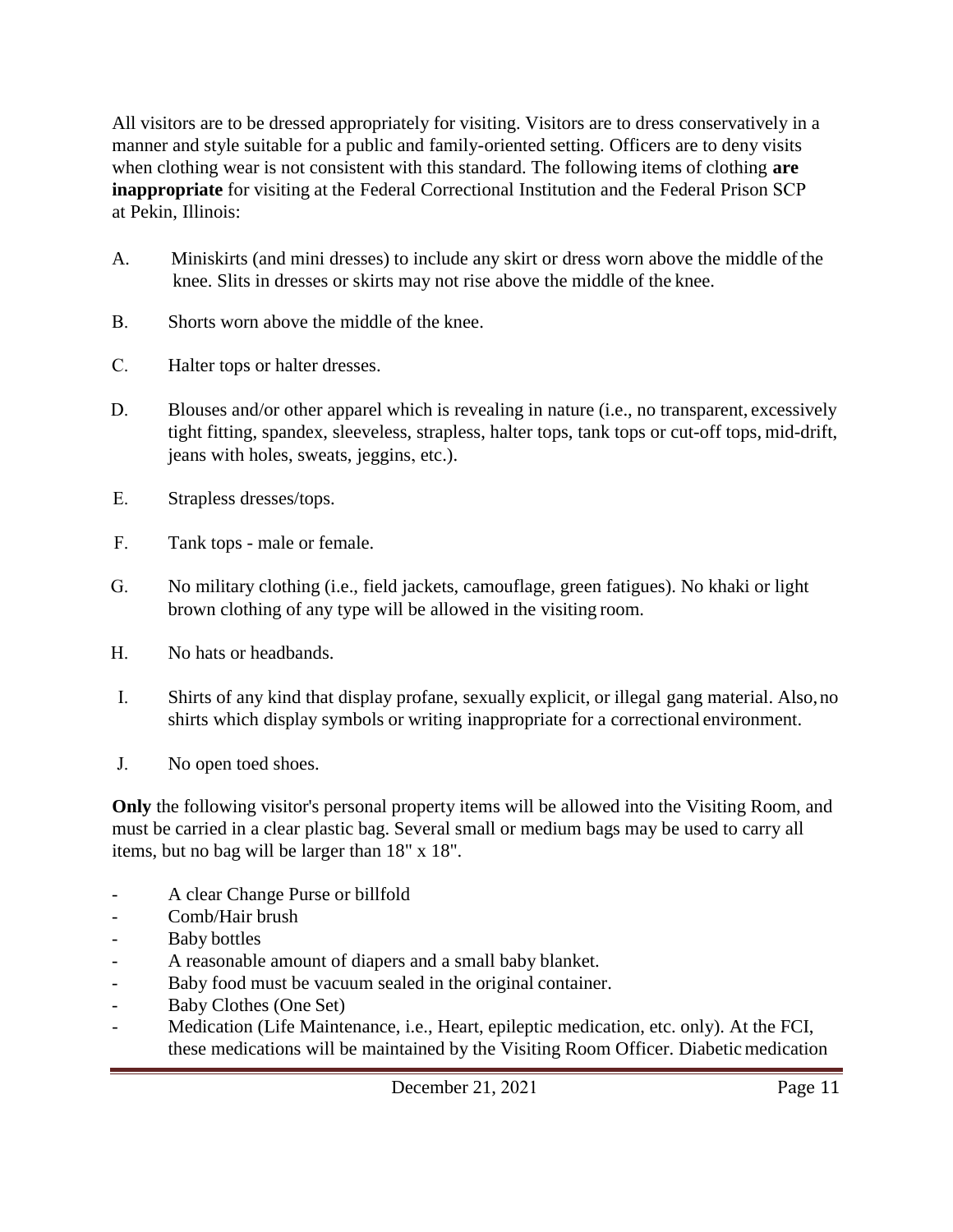All visitors are to be dressed appropriately for visiting. Visitors are to dress conservatively in a manner and style suitable for a public and family-oriented setting. Officers are to deny visits when clothing wear is not consistent with this standard. The following items of clothing **are inappropriate** for visiting at the Federal Correctional Institution and the Federal Prison SCP at Pekin, Illinois:

A. Miniskirts (and mini dresses) to include any skirt or dress worn above the middle of the knee. Slits in dresses or skirts may not rise above the middle of the knee.

B. Shorts worn above the middle of the knee.

C. Halter tops or halter dresses.

D. Blouses and/or other apparel which is revealing in nature (i.e., no transparent, excessively tight fitting, spandex, sleeveless, strapless, halter tops, tank tops or cut-off tops, mid-drift, jeans with holes, sweats, jeggins, etc.).

E. Strapless dresses/tops.

F. Tank tops - male or female.

G. No military clothing (i.e., field jackets, camouflage, green fatigues). No khaki or light brown clothing of any type will be allowed in the visiting room.

H. No hats or headbands.

I. Shirts of any kind that display profane, sexually explicit, or illegal gang material. Also, no shirts which display symbols or writing inappropriate for a correctional environment.

J. No open toed shoes.

**Only** the following visitor's personal property items will be allowed into the Visiting Room, and must be carried in a clear plastic bag. Several small or medium bags may be used to carry all items, but no bag will be larger than 18" x 18".

- A clear Change Purse or billfold
- Comb/Hair brush
- Baby bottles
- A reasonable amount of diapers and a small baby blanket.
- Baby food must be vacuum sealed in the original container.
- Baby Clothes (One Set)
- Medication (Life Maintenance, i.e., Heart, epileptic medication, etc. only). At the FCI, these medications will be maintained by the Visiting Room Officer. Diabetic medication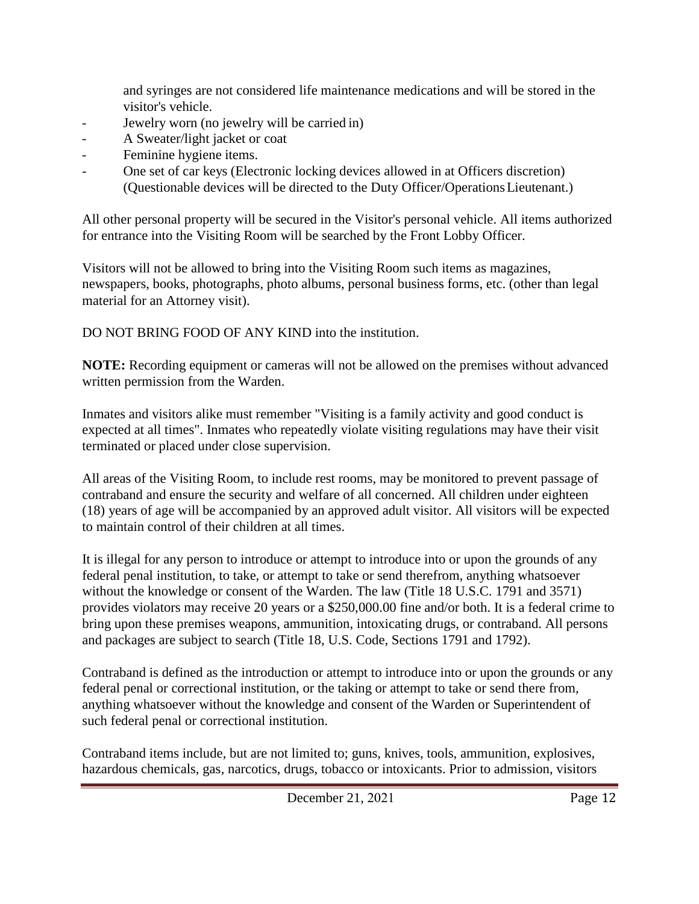and syringes are not considered life maintenance medications and will be stored in the visitor's vehicle.

- Jewelry worn (no jewelry will be carried in)
- A Sweater/light jacket or coat
- Feminine hygiene items.
- One set of car keys (Electronic locking devices allowed in at Officers discretion) (Questionable devices will be directed to the Duty Officer/Operations Lieutenant.)

All other personal property will be secured in the Visitor's personal vehicle. All items authorized for entrance into the Visiting Room will be searched by the Front Lobby Officer.

Visitors will not be allowed to bring into the Visiting Room such items as magazines, newspapers, books, photographs, photo albums, personal business forms, etc. (other than legal material for an Attorney visit).

DO NOT BRING FOOD OF ANY KIND into the institution.

**NOTE:** Recording equipment or cameras will not be allowed on the premises without advanced written permission from the Warden.

Inmates and visitors alike must remember "Visiting is a family activity and good conduct is expected at all times". Inmates who repeatedly violate visiting regulations may have their visit terminated or placed under close supervision.

All areas of the Visiting Room, to include rest rooms, may be monitored to prevent passage of contraband and ensure the security and welfare of all concerned. All children under eighteen (18) years of age will be accompanied by an approved adult visitor. All visitors will be expected to maintain control of their children at all times.

It is illegal for any person to introduce or attempt to introduce into or upon the grounds of any federal penal institution, to take, or attempt to take or send therefrom, anything whatsoever without the knowledge or consent of the Warden. The law (Title 18 U.S.C. 1791 and 3571) provides violators may receive 20 years or a $250,000.00 fine and/or both. It is a federal crime to bring upon these premises weapons, ammunition, intoxicating drugs, or contraband. All persons and packages are subject to search (Title 18, U.S. Code, Sections 1791 and 1792).

Contraband is defined as the introduction or attempt to introduce into or upon the grounds or any federal penal or correctional institution, or the taking or attempt to take or send there from, anything whatsoever without the knowledge and consent of the Warden or Superintendent of such federal penal or correctional institution.

Contraband items include, but are not limited to; guns, knives, tools, ammunition, explosives, hazardous chemicals, gas, narcotics, drugs, tobacco or intoxicants. Prior to admission, visitors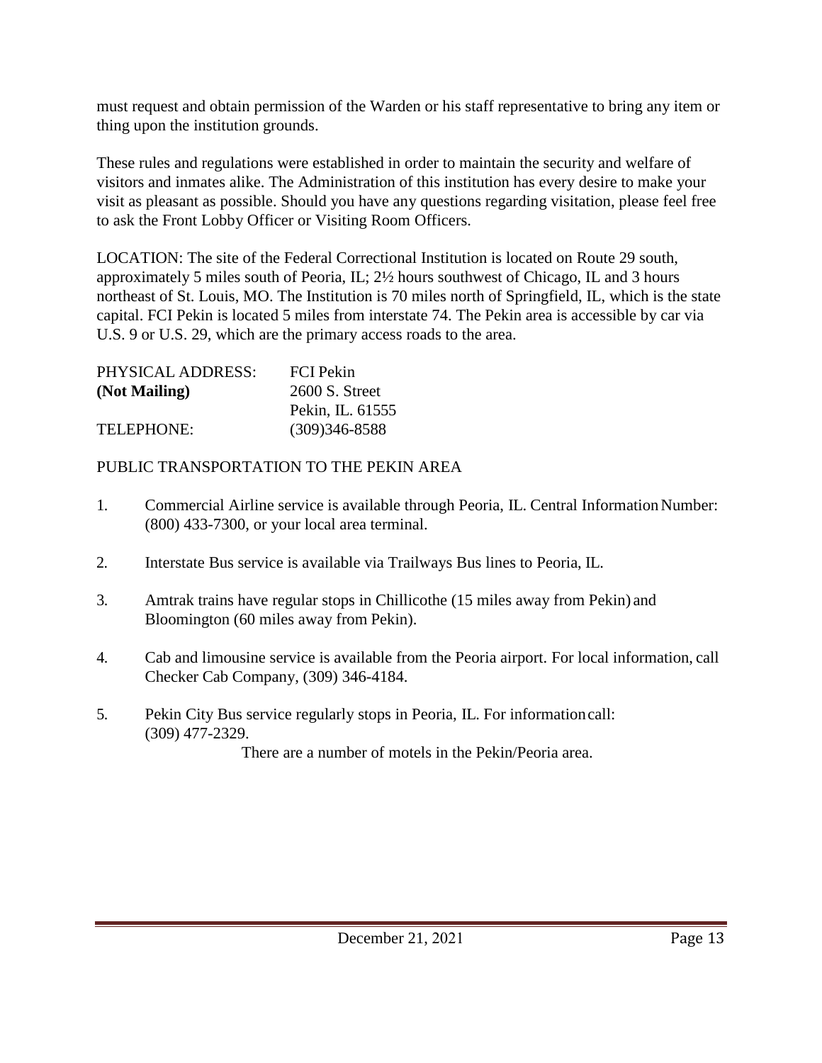must request and obtain permission of the Warden or his staff representative to bring any item or thing upon the institution grounds.

These rules and regulations were established in order to maintain the security and welfare of visitors and inmates alike. The Administration of this institution has every desire to make your visit as pleasant as possible. Should you have any questions regarding visitation, please feel free to ask the Front Lobby Officer or Visiting Room Officers.

LOCATION: The site of the Federal Correctional Institution is located on Route 29 south, approximately 5 miles south of Peoria, IL; 2½ hours southwest of Chicago, IL and 3 hours northeast of St. Louis, MO. The Institution is 70 miles north of Springfield, IL, which is the state capital. FCI Pekin is located 5 miles from interstate 74. The Pekin area is accessible by car via U.S. 9 or U.S. 29, which are the primary access roads to the area.

| | |
|---|---|
| PHYSICAL ADDRESS: | FCI Pekin |
| **(Not Mailing)** | 2600 S. Street |
| | Pekin, IL. 61555 |
| TELEPHONE: | (309)346-8588 |

PUBLIC TRANSPORTATION TO THE PEKIN AREA

1. Commercial Airline service is available through Peoria, IL. Central Information Number: (800) 433-7300, or your local area terminal.

2. Interstate Bus service is available via Trailways Bus lines to Peoria, IL.

3. Amtrak trains have regular stops in Chillicothe (15 miles away from Pekin) and Bloomington (60 miles away from Pekin).

4. Cab and limousine service is available from the Peoria airport. For local information, call Checker Cab Company, (309) 346-4184.

5. Pekin City Bus service regularly stops in Peoria, IL. For information call: (309) 477-2329.

There are a number of motels in the Pekin/Peoria area.